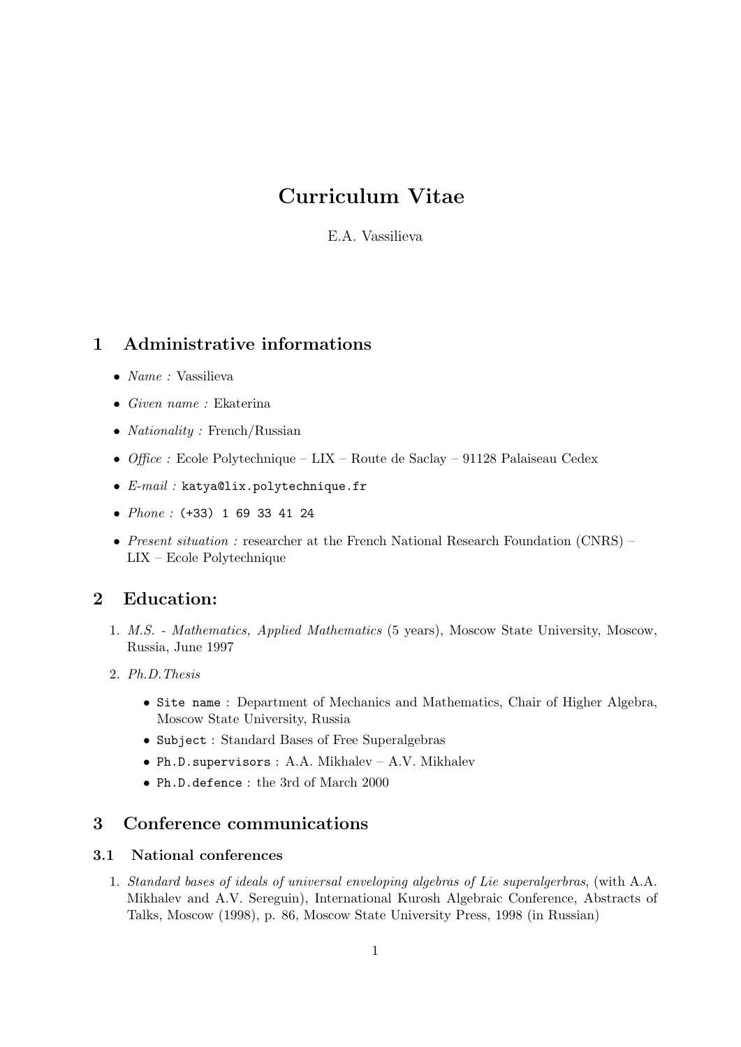# Curriculum Vitae

E.A. Vassilieva

## 1 Administrative informations

- *Name :* Vassilieva
- *Given name :* Ekaterina
- *Nationality :* French/Russian
- *Office :* Ecole Polytechnique – LIX – Route de Saclay – 91128 Palaiseau Cedex
- *E-mail :* `katya@lix.polytechnique.fr`
- *Phone :* `(+33) 1 69 33 41 24`
- *Present situation :* researcher at the French National Research Foundation (CNRS) – LIX – Ecole Polytechnique

## 2 Education:

1. *M.S. - Mathematics, Applied Mathematics* (5 years), Moscow State University, Moscow, Russia, June 1997
2. *Ph.D.Thesis*
   - `Site name` : Department of Mechanics and Mathematics, Chair of Higher Algebra, Moscow State University, Russia
   - `Subject` : Standard Bases of Free Superalgebras
   - `Ph.D.supervisors` : A.A. Mikhalev – A.V. Mikhalev
   - `Ph.D.defence` : the 3rd of March 2000

## 3 Conference communications

### 3.1 National conferences

1. *Standard bases of ideals of universal enveloping algebras of Lie superalgerbras*, (with A.A. Mikhalev and A.V. Sereguin), International Kurosh Algebraic Conference, Abstracts of Talks, Moscow (1998), p. 86, Moscow State University Press, 1998 (in Russian)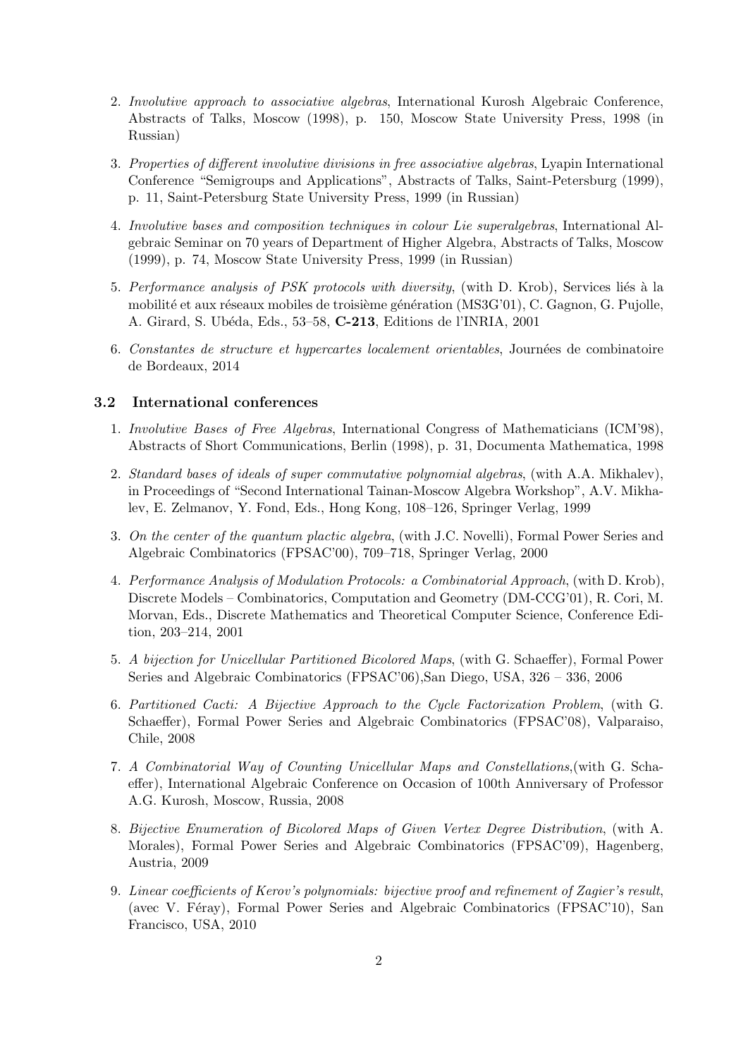2. *Involutive approach to associative algebras*, International Kurosh Algebraic Conference, Abstracts of Talks, Moscow (1998), p. 150, Moscow State University Press, 1998 (in Russian)

3. *Properties of different involutive divisions in free associative algebras*, Lyapin International Conference "Semigroups and Applications", Abstracts of Talks, Saint-Petersburg (1999), p. 11, Saint-Petersburg State University Press, 1999 (in Russian)

4. *Involutive bases and composition techniques in colour Lie superalgebras*, International Algebraic Seminar on 70 years of Department of Higher Algebra, Abstracts of Talks, Moscow (1999), p. 74, Moscow State University Press, 1999 (in Russian)

5. *Performance analysis of PSK protocols with diversity*, (with D. Krob), Services liés à la mobilité et aux réseaux mobiles de troisième génération (MS3G'01), C. Gagnon, G. Pujolle, A. Girard, S. Ubéda, Eds., 53–58, **C-213**, Editions de l'INRIA, 2001

6. *Constantes de structure et hypercartes localement orientables*, Journées de combinatoire de Bordeaux, 2014

### 3.2 International conferences

1. *Involutive Bases of Free Algebras*, International Congress of Mathematicians (ICM'98), Abstracts of Short Communications, Berlin (1998), p. 31, Documenta Mathematica, 1998

2. *Standard bases of ideals of super commutative polynomial algebras*, (with A.A. Mikhalev), in Proceedings of "Second International Tainan-Moscow Algebra Workshop", A.V. Mikhalev, E. Zelmanov, Y. Fond, Eds., Hong Kong, 108–126, Springer Verlag, 1999

3. *On the center of the quantum plactic algebra*, (with J.C. Novelli), Formal Power Series and Algebraic Combinatorics (FPSAC'00), 709–718, Springer Verlag, 2000

4. *Performance Analysis of Modulation Protocols: a Combinatorial Approach*, (with D. Krob), Discrete Models – Combinatorics, Computation and Geometry (DM-CCG'01), R. Cori, M. Morvan, Eds., Discrete Mathematics and Theoretical Computer Science, Conference Edition, 203–214, 2001

5. *A bijection for Unicellular Partitioned Bicolored Maps*, (with G. Schaeffer), Formal Power Series and Algebraic Combinatorics (FPSAC'06),San Diego, USA, 326 – 336, 2006

6. *Partitioned Cacti: A Bijective Approach to the Cycle Factorization Problem*, (with G. Schaeffer), Formal Power Series and Algebraic Combinatorics (FPSAC'08), Valparaiso, Chile, 2008

7. *A Combinatorial Way of Counting Unicellular Maps and Constellations*,(with G. Schaeffer), International Algebraic Conference on Occasion of 100th Anniversary of Professor A.G. Kurosh, Moscow, Russia, 2008

8. *Bijective Enumeration of Bicolored Maps of Given Vertex Degree Distribution*, (with A. Morales), Formal Power Series and Algebraic Combinatorics (FPSAC'09), Hagenberg, Austria, 2009

9. *Linear coefficients of Kerov's polynomials: bijective proof and refinement of Zagier's result*, (avec V. Féray), Formal Power Series and Algebraic Combinatorics (FPSAC'10), San Francisco, USA, 2010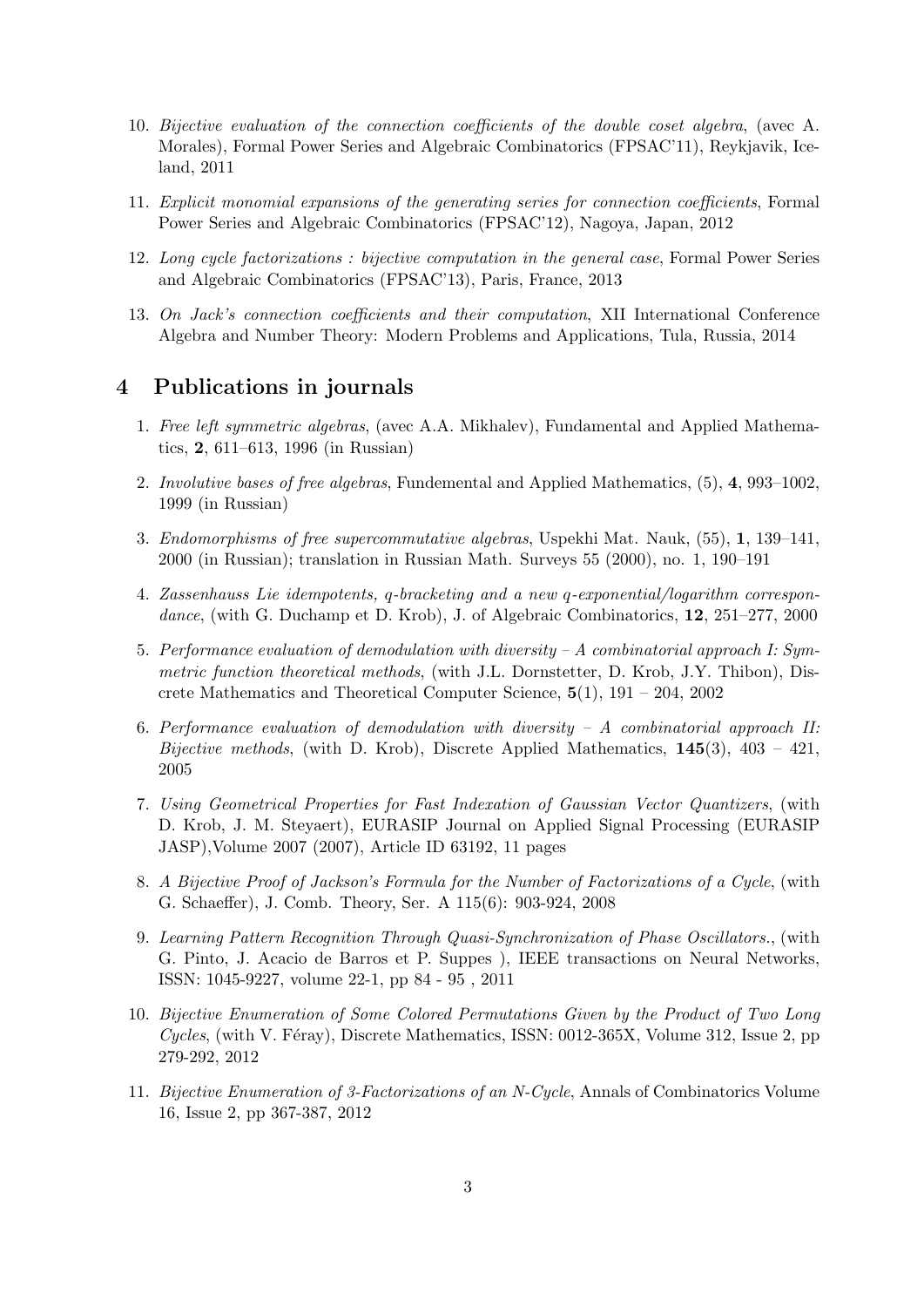10. *Bijective evaluation of the connection coefficients of the double coset algebra*, (avec A. Morales), Formal Power Series and Algebraic Combinatorics (FPSAC'11), Reykjavik, Iceland, 2011

11. *Explicit monomial expansions of the generating series for connection coefficients*, Formal Power Series and Algebraic Combinatorics (FPSAC'12), Nagoya, Japan, 2012

12. *Long cycle factorizations : bijective computation in the general case*, Formal Power Series and Algebraic Combinatorics (FPSAC'13), Paris, France, 2013

13. *On Jack's connection coefficients and their computation*, XII International Conference Algebra and Number Theory: Modern Problems and Applications, Tula, Russia, 2014

# 4 Publications in journals

1. *Free left symmetric algebras*, (avec A.A. Mikhalev), Fundamental and Applied Mathematics, **2**, 611–613, 1996 (in Russian)

2. *Involutive bases of free algebras*, Fundemental and Applied Mathematics, (5), **4**, 993–1002, 1999 (in Russian)

3. *Endomorphisms of free supercommutative algebras*, Uspekhi Mat. Nauk, (55), **1**, 139–141, 2000 (in Russian); translation in Russian Math. Surveys 55 (2000), no. 1, 190–191

4. *Zassenhauss Lie idempotents, q-bracketing and a new q-exponential/logarithm correspondance*, (with G. Duchamp et D. Krob), J. of Algebraic Combinatorics, **12**, 251–277, 2000

5. *Performance evaluation of demodulation with diversity – A combinatorial approach I: Symmetric function theoretical methods*, (with J.L. Dornstetter, D. Krob, J.Y. Thibon), Discrete Mathematics and Theoretical Computer Science, **5**(1), 191 – 204, 2002

6. *Performance evaluation of demodulation with diversity – A combinatorial approach II: Bijective methods*, (with D. Krob), Discrete Applied Mathematics, **145**(3), 403 – 421, 2005

7. *Using Geometrical Properties for Fast Indexation of Gaussian Vector Quantizers*, (with D. Krob, J. M. Steyaert), EURASIP Journal on Applied Signal Processing (EURASIP JASP),Volume 2007 (2007), Article ID 63192, 11 pages

8. *A Bijective Proof of Jackson's Formula for the Number of Factorizations of a Cycle*, (with G. Schaeffer), J. Comb. Theory, Ser. A 115(6): 903-924, 2008

9. *Learning Pattern Recognition Through Quasi-Synchronization of Phase Oscillators.*, (with G. Pinto, J. Acacio de Barros et P. Suppes ), IEEE transactions on Neural Networks, ISSN: 1045-9227, volume 22-1, pp 84 - 95 , 2011

10. *Bijective Enumeration of Some Colored Permutations Given by the Product of Two Long Cycles*, (with V. Féray), Discrete Mathematics, ISSN: 0012-365X, Volume 312, Issue 2, pp 279-292, 2012

11. *Bijective Enumeration of 3-Factorizations of an N-Cycle*, Annals of Combinatorics Volume 16, Issue 2, pp 367-387, 2012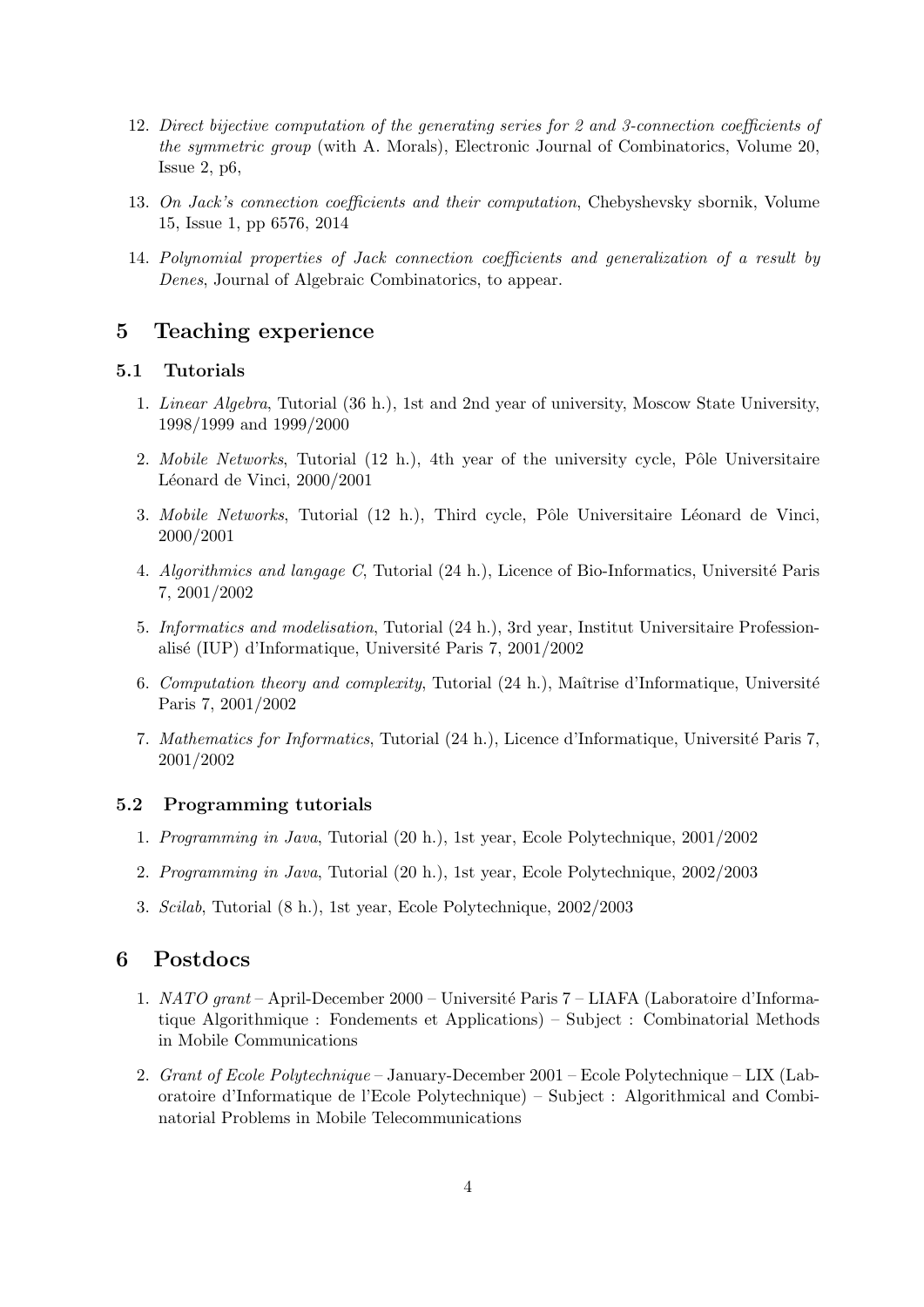12. *Direct bijective computation of the generating series for 2 and 3-connection coefficients of the symmetric group* (with A. Morals), Electronic Journal of Combinatorics, Volume 20, Issue 2, p6,

13. *On Jack's connection coefficients and their computation*, Chebyshevsky sbornik, Volume 15, Issue 1, pp 6576, 2014

14. *Polynomial properties of Jack connection coefficients and generalization of a result by Denes*, Journal of Algebraic Combinatorics, to appear.

## 5 Teaching experience

### 5.1 Tutorials

1. *Linear Algebra*, Tutorial (36 h.), 1st and 2nd year of university, Moscow State University, 1998/1999 and 1999/2000

2. *Mobile Networks*, Tutorial (12 h.), 4th year of the university cycle, Pôle Universitaire Léonard de Vinci, 2000/2001

3. *Mobile Networks*, Tutorial (12 h.), Third cycle, Pôle Universitaire Léonard de Vinci, 2000/2001

4. *Algorithmics and langage C*, Tutorial (24 h.), Licence of Bio-Informatics, Université Paris 7, 2001/2002

5. *Informatics and modelisation*, Tutorial (24 h.), 3rd year, Institut Universitaire Professionalisé (IUP) d'Informatique, Université Paris 7, 2001/2002

6. *Computation theory and complexity*, Tutorial (24 h.), Maîtrise d'Informatique, Université Paris 7, 2001/2002

7. *Mathematics for Informatics*, Tutorial (24 h.), Licence d'Informatique, Université Paris 7, 2001/2002

### 5.2 Programming tutorials

1. *Programming in Java*, Tutorial (20 h.), 1st year, Ecole Polytechnique, 2001/2002

2. *Programming in Java*, Tutorial (20 h.), 1st year, Ecole Polytechnique, 2002/2003

3. *Scilab*, Tutorial (8 h.), 1st year, Ecole Polytechnique, 2002/2003

## 6 Postdocs

1. *NATO grant* – April-December 2000 – Université Paris 7 – LIAFA (Laboratoire d'Informatique Algorithmique : Fondements et Applications) – Subject : Combinatorial Methods in Mobile Communications

2. *Grant of Ecole Polytechnique* – January-December 2001 – Ecole Polytechnique – LIX (Laboratoire d'Informatique de l'Ecole Polytechnique) – Subject : Algorithmical and Combinatorial Problems in Mobile Telecommunications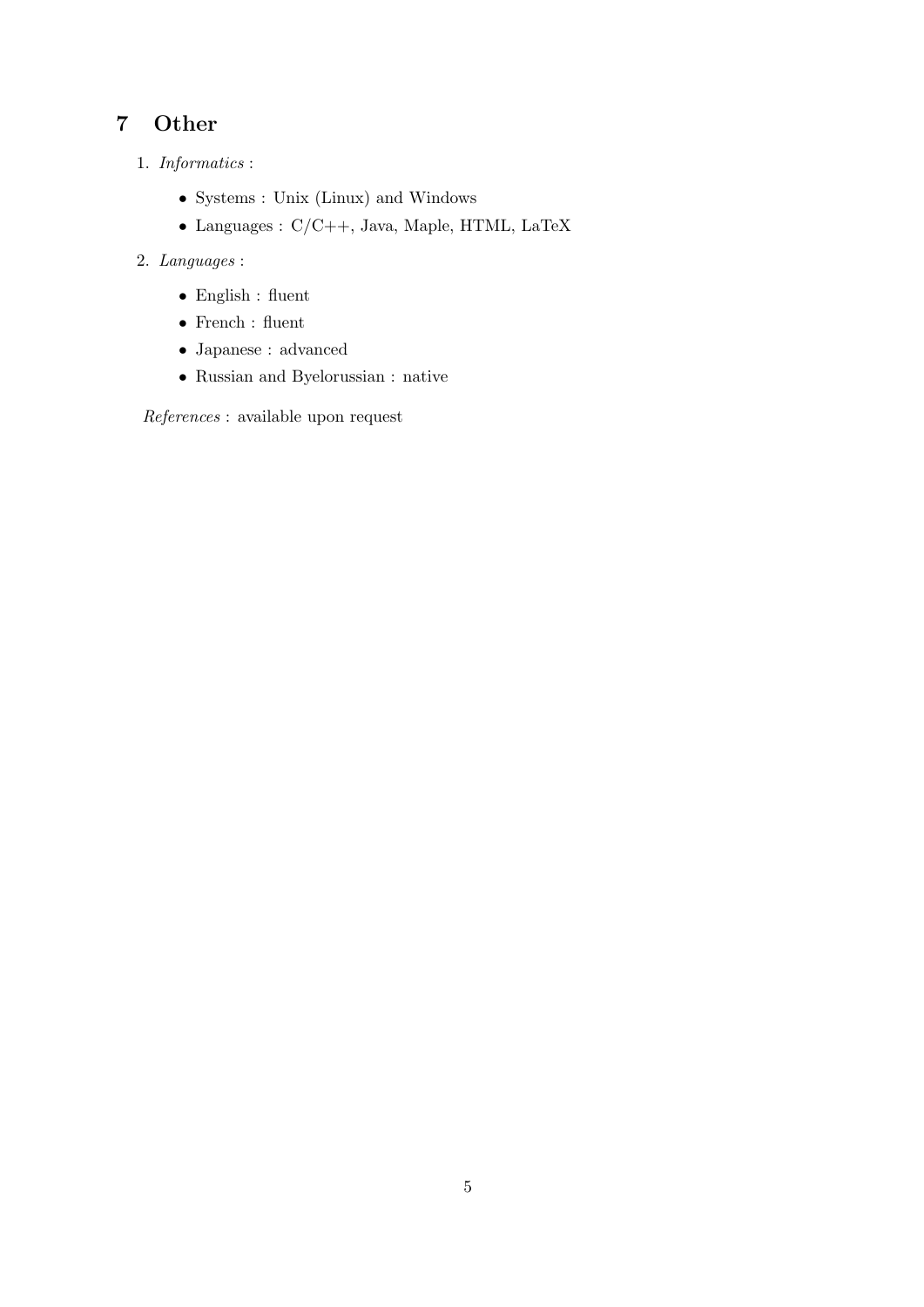# 7 Other

1. *Informatics* :
   - Systems : Unix (Linux) and Windows
   - Languages : C/C++, Java, Maple, HTML, LaTeX
2. *Languages* :
   - English : fluent
   - French : fluent
   - Japanese : advanced
   - Russian and Byelorussian : native

*References* : available upon request